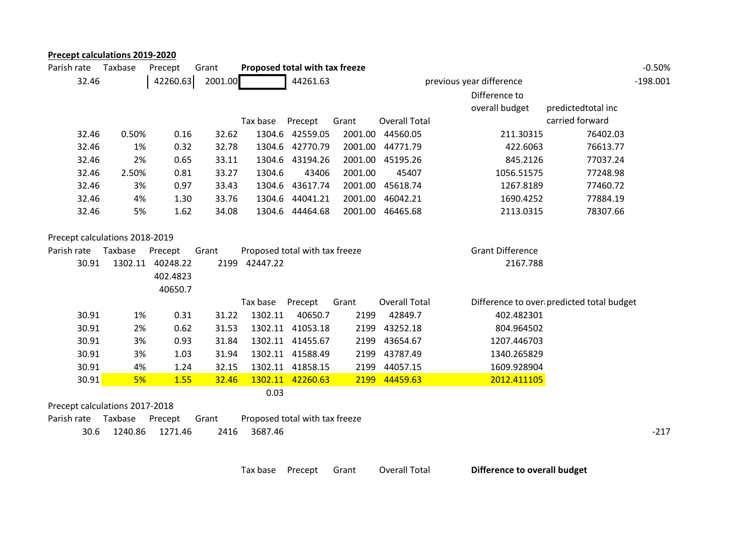**Precept calculations 2019-2020**

| Parish rate | Taxbase | Precept | Grant | Proposed total with tax freeze | | | | | | | -0.50% |
|---|---|---|---|---|---|---|---|---|---|---|---|
| 32.46 | | 42260.63 | 2001.00 | | 44261.63 | | | previous year difference | | | -198.001 |
| | | | | | | | | | Difference to overall budget | predictedtotal inc carried forward | |
| | | | | Tax base | Precept | Grant | Overall Total | | | | |
| 32.46 | 0.50% | 0.16 | 32.62 | 1304.6 | 42559.05 | 2001.00 | 44560.05 | | 211.30315 | 76402.03 | |
| 32.46 | 1% | 0.32 | 32.78 | 1304.6 | 42770.79 | 2001.00 | 44771.79 | | 422.6063 | 76613.77 | |
| 32.46 | 2% | 0.65 | 33.11 | 1304.6 | 43194.26 | 2001.00 | 45195.26 | | 845.2126 | 77037.24 | |
| 32.46 | 2.50% | 0.81 | 33.27 | 1304.6 | 43406 | 2001.00 | 45407 | | 1056.51575 | 77248.98 | |
| 32.46 | 3% | 0.97 | 33.43 | 1304.6 | 43617.74 | 2001.00 | 45618.74 | | 1267.8189 | 77460.72 | |
| 32.46 | 4% | 1.30 | 33.76 | 1304.6 | 44041.21 | 2001.00 | 46042.21 | | 1690.4252 | 77884.19 | |
| 32.46 | 5% | 1.62 | 34.08 | 1304.6 | 44464.68 | 2001.00 | 46465.68 | | 2113.0315 | 78307.66 | |

Precept calculations 2018-2019

| Parish rate | Taxbase | Precept | Grant | Proposed total with tax freeze | | | | Grant Difference | |
|---|---|---|---|---|---|---|---|---|---|
| 30.91 | 1302.11 | 40248.22 | 2199 | 42447.22 | | | | 2167.788 | |
| | | 402.4823 | | | | | | | |
| | | 40650.7 | | | | | | | |
| | | | | Tax base | Precept | Grant | Overall Total | Difference to overall | predicted total budget |
| 30.91 | 1% | 0.31 | 31.22 | 1302.11 | 40650.7 | 2199 | 42849.7 | 402.482301 | |
| 30.91 | 2% | 0.62 | 31.53 | 1302.11 | 41053.18 | 2199 | 43252.18 | 804.964502 | |
| 30.91 | 3% | 0.93 | 31.84 | 1302.11 | 41455.67 | 2199 | 43654.67 | 1207.446703 | |
| 30.91 | 3% | 1.03 | 31.94 | 1302.11 | 41588.49 | 2199 | 43787.49 | 1340.265829 | |
| 30.91 | 4% | 1.24 | 32.15 | 1302.11 | 41858.15 | 2199 | 44057.15 | 1609.928904 | |
| 30.91 | 5% | 1.55 | 32.46 | 1302.11 | 42260.63 | 2199 | 44459.63 | 2012.411105 | |
| | | | | 0.03 | | | | | |

Precept calculations 2017-2018

| Parish rate | Taxbase | Precept | Grant | Proposed total with tax freeze | | | | | |
|---|---|---|---|---|---|---|---|---|---|
| 30.6 | 1240.86 | 1271.46 | 2416 | 3687.46 | | | | | -217 |
| | | | | Tax base | Precept | Grant | Overall Total | **Difference to overall budget** | |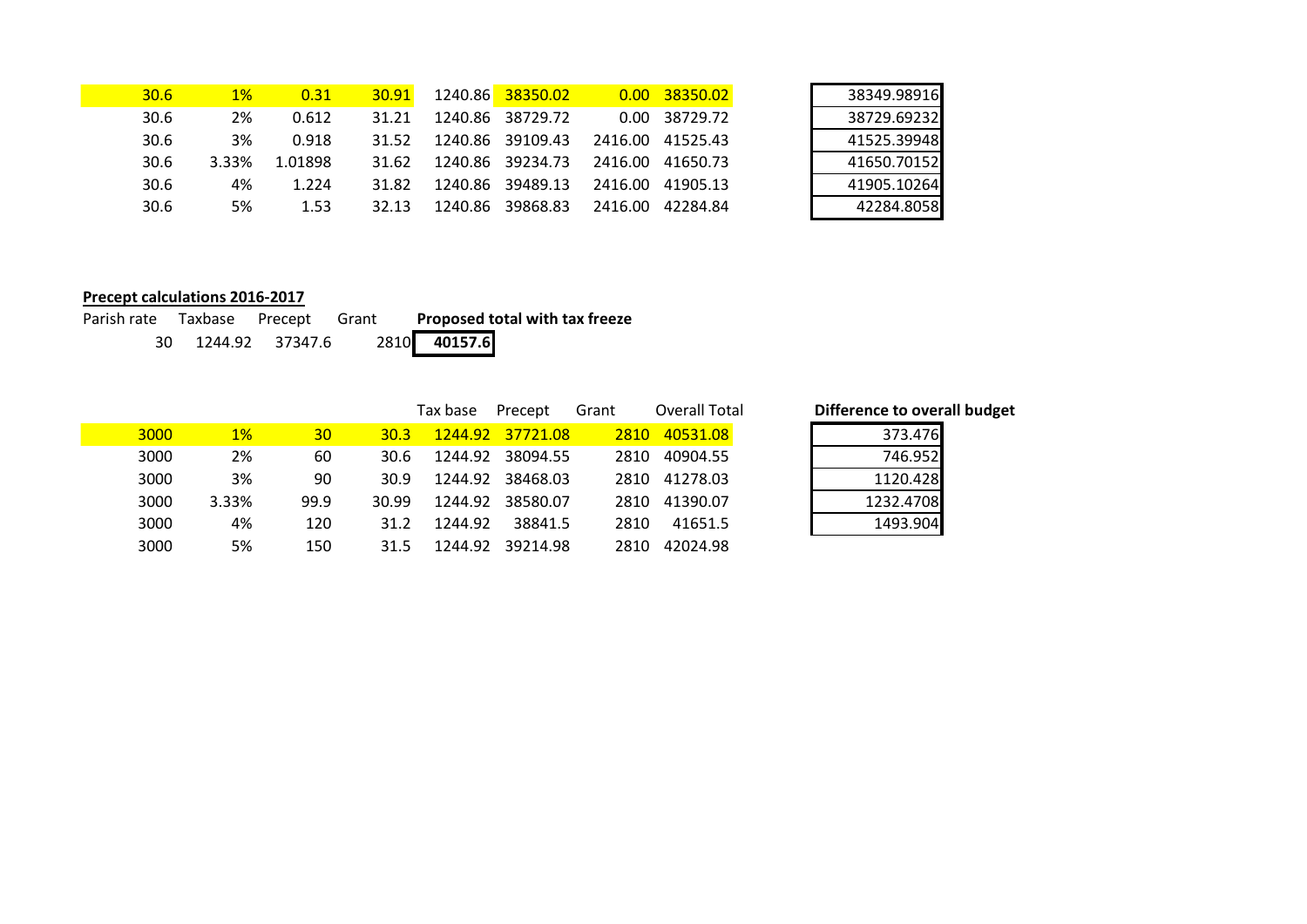| | | | | | | | | | |
|---|---|---|---|---|---|---|---|---|---|
| 30.6 | 1% | 0.31 | 30.91 | 1240.86 | 38350.02 | 0.00 | 38350.02 | | 38349.98916 |
| 30.6 | 2% | 0.612 | 31.21 | 1240.86 | 38729.72 | 0.00 | 38729.72 | | 38729.69232 |
| 30.6 | 3% | 0.918 | 31.52 | 1240.86 | 39109.43 | 2416.00 | 41525.43 | | 41525.39948 |
| 30.6 | 3.33% | 1.01898 | 31.62 | 1240.86 | 39234.73 | 2416.00 | 41650.73 | | 41650.70152 |
| 30.6 | 4% | 1.224 | 31.82 | 1240.86 | 39489.13 | 2416.00 | 41905.13 | | 41905.10264 |
| 30.6 | 5% | 1.53 | 32.13 | 1240.86 | 39868.83 | 2416.00 | 42284.84 | | 42284.8058 |

**Precept calculations 2016-2017**

| Parish rate | Taxbase | Precept | Grant | **Proposed total with tax freeze** |
|---|---|---|---|---|
| 30 | 1244.92 | 37347.6 | 2810 | **40157.6** |

| | | | | Tax base | Precept | Grant | Overall Total | **Difference to overall budget** |
|---|---|---|---|---|---|---|---|---|
| 3000 | 1% | 30 | 30.3 | 1244.92 | 37721.08 | 2810 | 40531.08 | 373.476 |
| 3000 | 2% | 60 | 30.6 | 1244.92 | 38094.55 | 2810 | 40904.55 | 746.952 |
| 3000 | 3% | 90 | 30.9 | 1244.92 | 38468.03 | 2810 | 41278.03 | 1120.428 |
| 3000 | 3.33% | 99.9 | 30.99 | 1244.92 | 38580.07 | 2810 | 41390.07 | 1232.4708 |
| 3000 | 4% | 120 | 31.2 | 1244.92 | 38841.5 | 2810 | 41651.5 | 1493.904 |
| 3000 | 5% | 150 | 31.5 | 1244.92 | 39214.98 | 2810 | 42024.98 | |